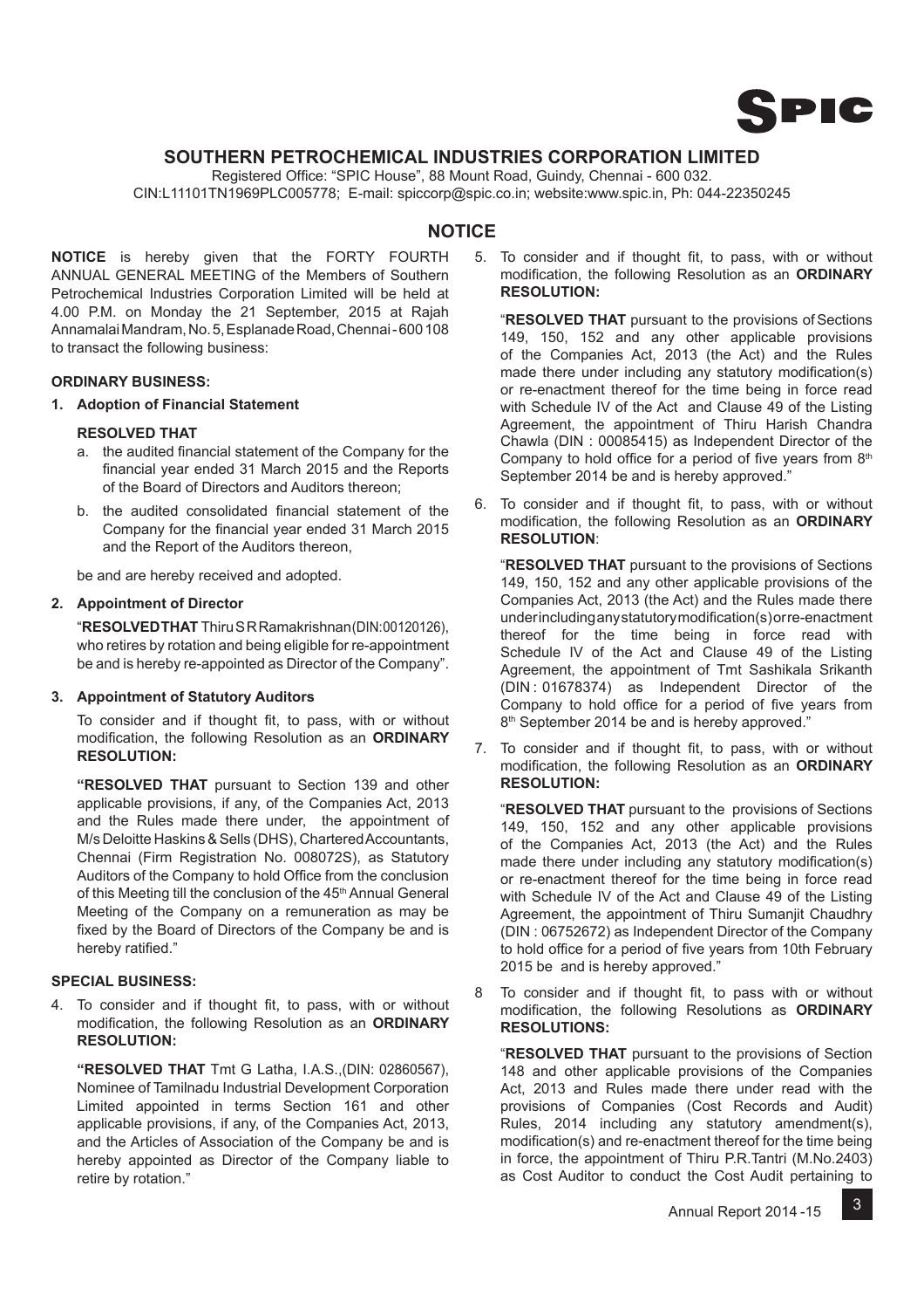SPIC

# SOUTHERN PETROCHEMICAL INDUSTRIES CORPORATION LIMITED

Registered Office: "SPIC House", 88 Mount Road, Guindy, Chennai - 600 032.
CIN:L11101TN1969PLC005778; E-mail: spiccorp@spic.co.in; website:www.spic.in, Ph: 044-22350245

## NOTICE

**NOTICE** is hereby given that the FORTY FOURTH ANNUAL GENERAL MEETING of the Members of Southern Petrochemical Industries Corporation Limited will be held at 4.00 P.M. on Monday the 21 September, 2015 at Rajah Annamalai Mandram, No. 5, Esplanade Road, Chennai - 600 108 to transact the following business:

### ORDINARY BUSINESS:

**1. Adoption of Financial Statement**

**RESOLVED THAT**

a. the audited financial statement of the Company for the financial year ended 31 March 2015 and the Reports of the Board of Directors and Auditors thereon;

b. the audited consolidated financial statement of the Company for the financial year ended 31 March 2015 and the Report of the Auditors thereon,

be and are hereby received and adopted.

**2. Appointment of Director**

"**RESOLVED THAT** Thiru S R Ramakrishnan (DIN:00120126), who retires by rotation and being eligible for re-appointment be and is hereby re-appointed as Director of the Company".

**3. Appointment of Statutory Auditors**

To consider and if thought fit, to pass, with or without modification, the following Resolution as an **ORDINARY RESOLUTION:**

**"RESOLVED THAT** pursuant to Section 139 and other applicable provisions, if any, of the Companies Act, 2013 and the Rules made there under, the appointment of M/s Deloitte Haskins & Sells (DHS), Chartered Accountants, Chennai (Firm Registration No. 008072S), as Statutory Auditors of the Company to hold Office from the conclusion of this Meeting till the conclusion of the 45th Annual General Meeting of the Company on a remuneration as may be fixed by the Board of Directors of the Company be and is hereby ratified."

### SPECIAL BUSINESS:

4. To consider and if thought fit, to pass, with or without modification, the following Resolution as an **ORDINARY RESOLUTION:**

**"RESOLVED THAT** Tmt G Latha, I.A.S.,(DIN: 02860567), Nominee of Tamilnadu Industrial Development Corporation Limited appointed in terms Section 161 and other applicable provisions, if any, of the Companies Act, 2013, and the Articles of Association of the Company be and is hereby appointed as Director of the Company liable to retire by rotation."

5. To consider and if thought fit, to pass, with or without modification, the following Resolution as an **ORDINARY RESOLUTION:**

"**RESOLVED THAT** pursuant to the provisions of Sections 149, 150, 152 and any other applicable provisions of the Companies Act, 2013 (the Act) and the Rules made there under including any statutory modification(s) or re-enactment thereof for the time being in force read with Schedule IV of the Act and Clause 49 of the Listing Agreement, the appointment of Thiru Harish Chandra Chawla (DIN : 00085415) as Independent Director of the Company to hold office for a period of five years from 8th September 2014 be and is hereby approved."

6. To consider and if thought fit, to pass, with or without modification, the following Resolution as an **ORDINARY RESOLUTION**:

"**RESOLVED THAT** pursuant to the provisions of Sections 149, 150, 152 and any other applicable provisions of the Companies Act, 2013 (the Act) and the Rules made there under including any statutory modification(s) or re-enactment thereof for the time being in force read with Schedule IV of the Act and Clause 49 of the Listing Agreement, the appointment of Tmt Sashikala Srikanth (DIN : 01678374) as Independent Director of the Company to hold office for a period of five years from 8th September 2014 be and is hereby approved."

7. To consider and if thought fit, to pass, with or without modification, the following Resolution as an **ORDINARY RESOLUTION:**

"**RESOLVED THAT** pursuant to the provisions of Sections 149, 150, 152 and any other applicable provisions of the Companies Act, 2013 (the Act) and the Rules made there under including any statutory modification(s) or re-enactment thereof for the time being in force read with Schedule IV of the Act and Clause 49 of the Listing Agreement, the appointment of Thiru Sumanjit Chaudhry (DIN : 06752672) as Independent Director of the Company to hold office for a period of five years from 10th February 2015 be and is hereby approved."

8. To consider and if thought fit, to pass with or without modification, the following Resolutions as **ORDINARY RESOLUTIONS:**

"**RESOLVED THAT** pursuant to the provisions of Section 148 and other applicable provisions of the Companies Act, 2013 and Rules made there under read with the provisions of Companies (Cost Records and Audit) Rules, 2014 including any statutory amendment(s), modification(s) and re-enactment thereof for the time being in force, the appointment of Thiru P.R.Tantri (M.No.2403) as Cost Auditor to conduct the Cost Audit pertaining to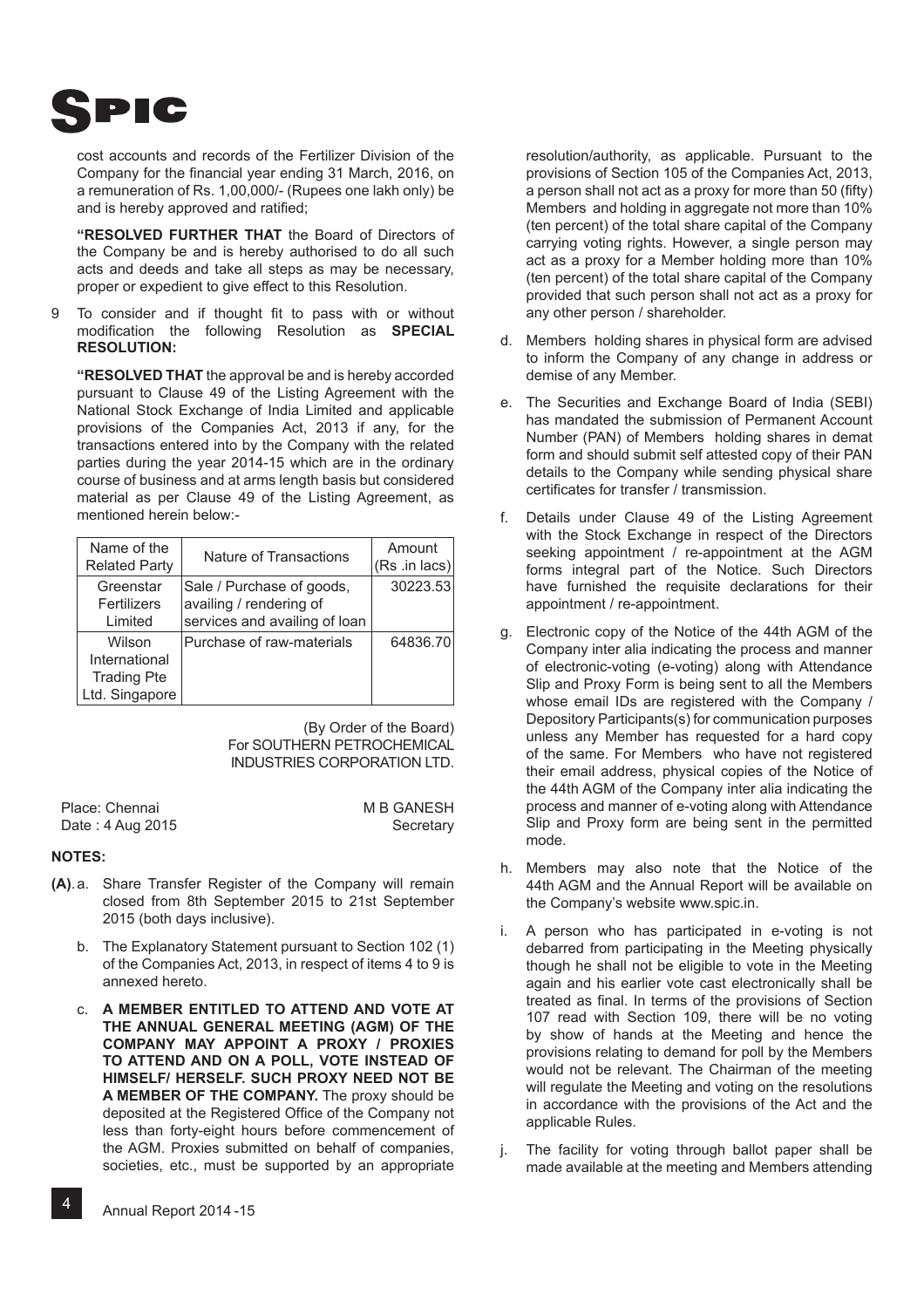cost accounts and records of the Fertilizer Division of the Company for the financial year ending 31 March, 2016, on a remuneration of Rs. 1,00,000/- (Rupees one lakh only) be and is hereby approved and ratified;

**"RESOLVED FURTHER THAT** the Board of Directors of the Company be and is hereby authorised to do all such acts and deeds and take all steps as may be necessary, proper or expedient to give effect to this Resolution.

9 To consider and if thought fit to pass with or without modification the following Resolution as **SPECIAL RESOLUTION:**

**"RESOLVED THAT** the approval be and is hereby accorded pursuant to Clause 49 of the Listing Agreement with the National Stock Exchange of India Limited and applicable provisions of the Companies Act, 2013 if any, for the transactions entered into by the Company with the related parties during the year 2014-15 which are in the ordinary course of business and at arms length basis but considered material as per Clause 49 of the Listing Agreement, as mentioned herein below:-

| Name of the Related Party | Nature of Transactions | Amount (Rs .in lacs) |
|---|---|---|
| Greenstar Fertilizers Limited | Sale / Purchase of goods, availing / rendering of services and availing of loan | 30223.53 |
| Wilson International Trading Pte Ltd. Singapore | Purchase of raw-materials | 64836.70 |

(By Order of the Board)
For SOUTHERN PETROCHEMICAL INDUSTRIES CORPORATION LTD.

Place: Chennai
Date : 4 Aug 2015

M B GANESH
Secretary

**NOTES:**

**(A).** a. Share Transfer Register of the Company will remain closed from 8th September 2015 to 21st September 2015 (both days inclusive).

b. The Explanatory Statement pursuant to Section 102 (1) of the Companies Act, 2013, in respect of items 4 to 9 is annexed hereto.

c. **A MEMBER ENTITLED TO ATTEND AND VOTE AT THE ANNUAL GENERAL MEETING (AGM) OF THE COMPANY MAY APPOINT A PROXY / PROXIES TO ATTEND AND ON A POLL, VOTE INSTEAD OF HIMSELF/ HERSELF. SUCH PROXY NEED NOT BE A MEMBER OF THE COMPANY.** The proxy should be deposited at the Registered Office of the Company not less than forty-eight hours before commencement of the AGM. Proxies submitted on behalf of companies, societies, etc., must be supported by an appropriate resolution/authority, as applicable. Pursuant to the provisions of Section 105 of the Companies Act, 2013, a person shall not act as a proxy for more than 50 (fifty) Members and holding in aggregate not more than 10% (ten percent) of the total share capital of the Company carrying voting rights. However, a single person may act as a proxy for a Member holding more than 10% (ten percent) of the total share capital of the Company provided that such person shall not act as a proxy for any other person / shareholder.

d. Members holding shares in physical form are advised to inform the Company of any change in address or demise of any Member.

e. The Securities and Exchange Board of India (SEBI) has mandated the submission of Permanent Account Number (PAN) of Members holding shares in demat form and should submit self attested copy of their PAN details to the Company while sending physical share certificates for transfer / transmission.

f. Details under Clause 49 of the Listing Agreement with the Stock Exchange in respect of the Directors seeking appointment / re-appointment at the AGM forms integral part of the Notice. Such Directors have furnished the requisite declarations for their appointment / re-appointment.

g. Electronic copy of the Notice of the 44th AGM of the Company inter alia indicating the process and manner of electronic-voting (e-voting) along with Attendance Slip and Proxy Form is being sent to all the Members whose email IDs are registered with the Company / Depository Participants(s) for communication purposes unless any Member has requested for a hard copy of the same. For Members who have not registered their email address, physical copies of the Notice of the 44th AGM of the Company inter alia indicating the process and manner of e-voting along with Attendance Slip and Proxy form are being sent in the permitted mode.

h. Members may also note that the Notice of the 44th AGM and the Annual Report will be available on the Company's website www.spic.in.

i. A person who has participated in e-voting is not debarred from participating in the Meeting physically though he shall not be eligible to vote in the Meeting again and his earlier vote cast electronically shall be treated as final. In terms of the provisions of Section 107 read with Section 109, there will be no voting by show of hands at the Meeting and hence the provisions relating to demand for poll by the Members would not be relevant. The Chairman of the meeting will regulate the Meeting and voting on the resolutions in accordance with the provisions of the Act and the applicable Rules.

j. The facility for voting through ballot paper shall be made available at the meeting and Members attending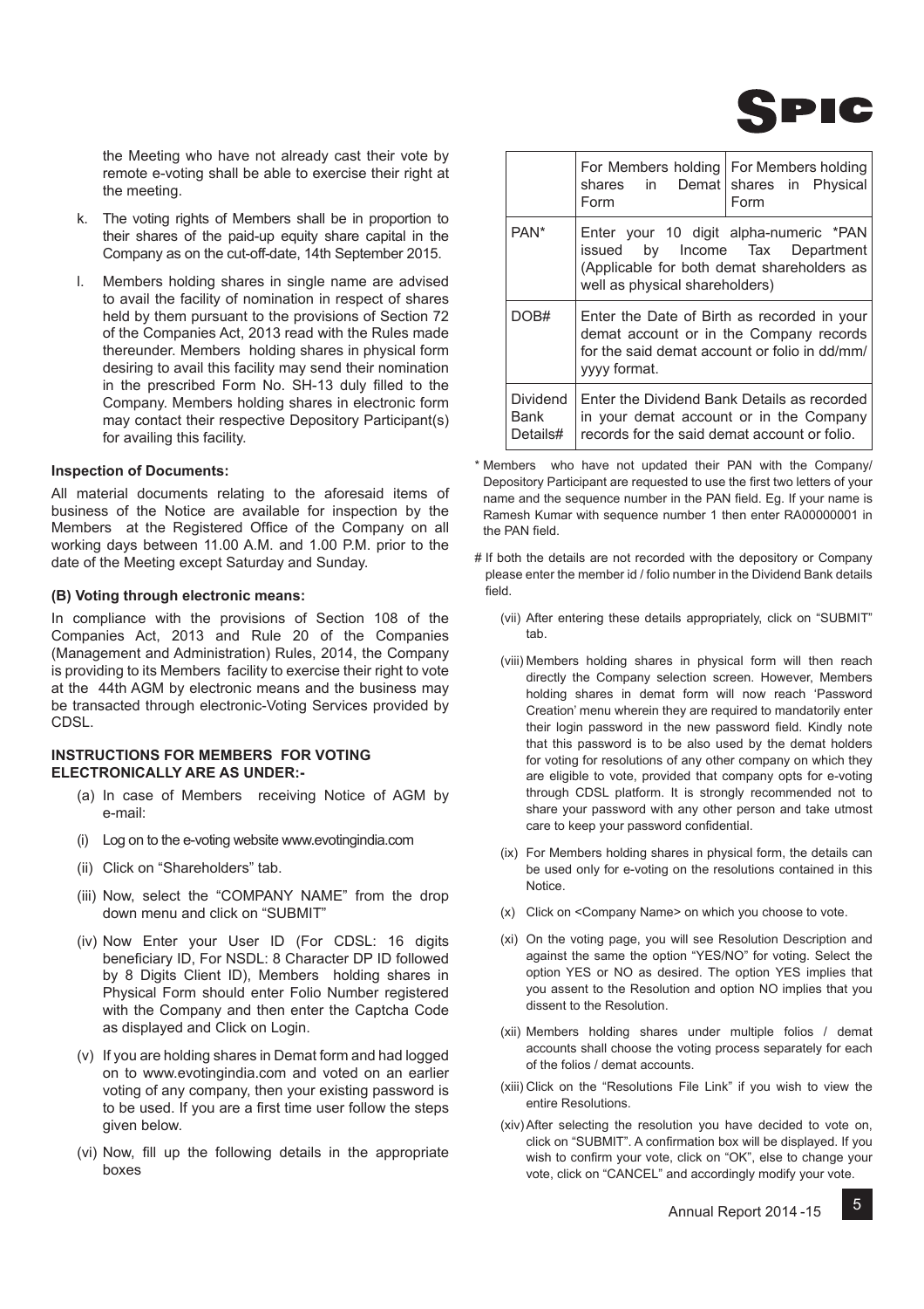the Meeting who have not already cast their vote by remote e-voting shall be able to exercise their right at the meeting.

k. The voting rights of Members shall be in proportion to their shares of the paid-up equity share capital in the Company as on the cut-off-date, 14th September 2015.

l. Members holding shares in single name are advised to avail the facility of nomination in respect of shares held by them pursuant to the provisions of Section 72 of the Companies Act, 2013 read with the Rules made thereunder. Members holding shares in physical form desiring to avail this facility may send their nomination in the prescribed Form No. SH-13 duly filled to the Company. Members holding shares in electronic form may contact their respective Depository Participant(s) for availing this facility.

**Inspection of Documents:**

All material documents relating to the aforesaid items of business of the Notice are available for inspection by the Members at the Registered Office of the Company on all working days between 11.00 A.M. and 1.00 P.M. prior to the date of the Meeting except Saturday and Sunday.

**(B) Voting through electronic means:**

In compliance with the provisions of Section 108 of the Companies Act, 2013 and Rule 20 of the Companies (Management and Administration) Rules, 2014, the Company is providing to its Members facility to exercise their right to vote at the 44th AGM by electronic means and the business may be transacted through electronic-Voting Services provided by CDSL.

**INSTRUCTIONS FOR MEMBERS FOR VOTING ELECTRONICALLY ARE AS UNDER:-**

(a) In case of Members receiving Notice of AGM by e-mail:

(i) Log on to the e-voting website www.evotingindia.com

(ii) Click on "Shareholders" tab.

(iii) Now, select the "COMPANY NAME" from the drop down menu and click on "SUBMIT"

(iv) Now Enter your User ID (For CDSL: 16 digits beneficiary ID, For NSDL: 8 Character DP ID followed by 8 Digits Client ID), Members holding shares in Physical Form should enter Folio Number registered with the Company and then enter the Captcha Code as displayed and Click on Login.

(v) If you are holding shares in Demat form and had logged on to www.evotingindia.com and voted on an earlier voting of any company, then your existing password is to be used. If you are a first time user follow the steps given below.

(vi) Now, fill up the following details in the appropriate boxes

| | For Members holding shares in Demat Form | For Members holding shares in Physical Form |
|---|---|---|
| PAN* | Enter your 10 digit alpha-numeric *PAN issued by Income Tax Department (Applicable for both demat shareholders as well as physical shareholders) | |
| DOB# | Enter the Date of Birth as recorded in your demat account or in the Company records for the said demat account or folio in dd/mm/yyyy format. | |
| Dividend Bank Details# | Enter the Dividend Bank Details as recorded in your demat account or in the Company records for the said demat account or folio. | |

\* Members who have not updated their PAN with the Company/ Depository Participant are requested to use the first two letters of your name and the sequence number in the PAN field. Eg. If your name is Ramesh Kumar with sequence number 1 then enter RA00000001 in the PAN field.

# If both the details are not recorded with the depository or Company please enter the member id / folio number in the Dividend Bank details field.

(vii) After entering these details appropriately, click on "SUBMIT" tab.

(viii) Members holding shares in physical form will then reach directly the Company selection screen. However, Members holding shares in demat form will now reach 'Password Creation' menu wherein they are required to mandatorily enter their login password in the new password field. Kindly note that this password is to be also used by the demat holders for voting for resolutions of any other company on which they are eligible to vote, provided that company opts for e-voting through CDSL platform. It is strongly recommended not to share your password with any other person and take utmost care to keep your password confidential.

(ix) For Members holding shares in physical form, the details can be used only for e-voting on the resolutions contained in this Notice.

(x) Click on <Company Name> on which you choose to vote.

(xi) On the voting page, you will see Resolution Description and against the same the option "YES/NO" for voting. Select the option YES or NO as desired. The option YES implies that you assent to the Resolution and option NO implies that you dissent to the Resolution.

(xii) Members holding shares under multiple folios / demat accounts shall choose the voting process separately for each of the folios / demat accounts.

(xiii) Click on the "Resolutions File Link" if you wish to view the entire Resolutions.

(xiv) After selecting the resolution you have decided to vote on, click on "SUBMIT". A confirmation box will be displayed. If you wish to confirm your vote, click on "OK", else to change your vote, click on "CANCEL" and accordingly modify your vote.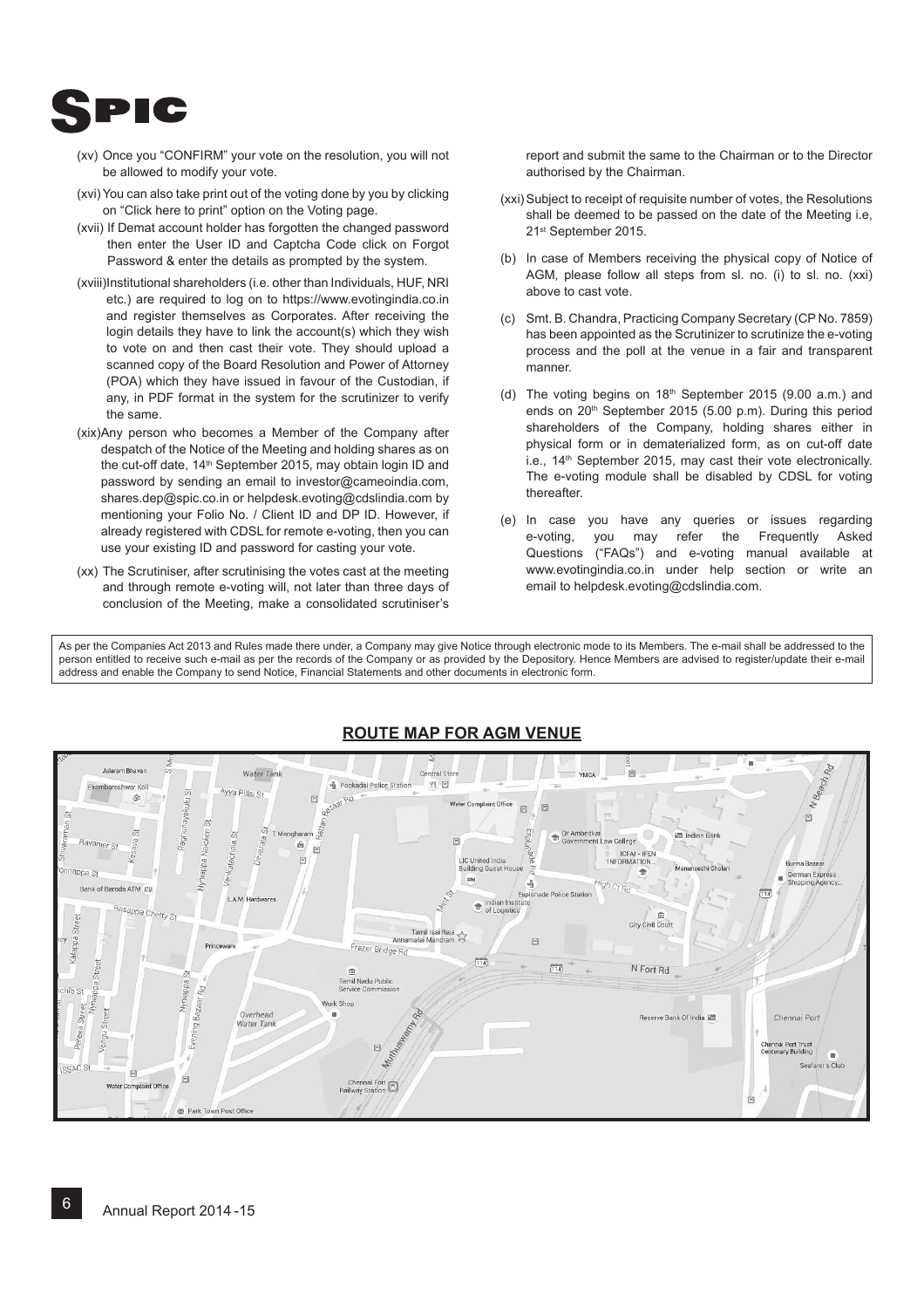(xv) Once you "CONFIRM" your vote on the resolution, you will not be allowed to modify your vote.

(xvi) You can also take print out of the voting done by you by clicking on "Click here to print" option on the Voting page.

(xvii) If Demat account holder has forgotten the changed password then enter the User ID and Captcha Code click on Forgot Password & enter the details as prompted by the system.

(xviii) Institutional shareholders (i.e. other than Individuals, HUF, NRI etc.) are required to log on to https://www.evotingindia.co.in and register themselves as Corporates. After receiving the login details they have to link the account(s) which they wish to vote on and then cast their vote. They should upload a scanned copy of the Board Resolution and Power of Attorney (POA) which they have issued in favour of the Custodian, if any, in PDF format in the system for the scrutinizer to verify the same.

(xix) Any person who becomes a Member of the Company after despatch of the Notice of the Meeting and holding shares as on the cut-off date, 14th September 2015, may obtain login ID and password by sending an email to investor@cameoindia.com, shares.dep@spic.co.in or helpdesk.evoting@cdslindia.com by mentioning your Folio No. / Client ID and DP ID. However, if already registered with CDSL for remote e-voting, then you can use your existing ID and password for casting your vote.

(xx) The Scrutiniser, after scrutinising the votes cast at the meeting and through remote e-voting will, not later than three days of conclusion of the Meeting, make a consolidated scrutiniser's report and submit the same to the Chairman or to the Director authorised by the Chairman.

(xxi) Subject to receipt of requisite number of votes, the Resolutions shall be deemed to be passed on the date of the Meeting i.e, 21st September 2015.

(b) In case of Members receiving the physical copy of Notice of AGM, please follow all steps from sl. no. (i) to sl. no. (xxi) above to cast vote.

(c) Smt. B. Chandra, Practicing Company Secretary (CP No. 7859) has been appointed as the Scrutinizer to scrutinize the e-voting process and the poll at the venue in a fair and transparent manner.

(d) The voting begins on 18th September 2015 (9.00 a.m.) and ends on 20th September 2015 (5.00 p.m). During this period shareholders of the Company, holding shares either in physical form or in dematerialized form, as on cut-off date i.e., 14th September 2015, may cast their vote electronically. The e-voting module shall be disabled by CDSL for voting thereafter.

(e) In case you have any queries or issues regarding e-voting, you may refer the Frequently Asked Questions ("FAQs") and e-voting manual available at www.evotingindia.co.in under help section or write an email to helpdesk.evoting@cdslindia.com.

As per the Companies Act 2013 and Rules made there under, a Company may give Notice through electronic mode to its Members. The e-mail shall be addressed to the person entitled to receive such e-mail as per the records of the Company or as provided by the Depository. Hence Members are advised to register/update their e-mail address and enable the Company to send Notice, Financial Statements and other documents in electronic form.

## ROUTE MAP FOR AGM VENUE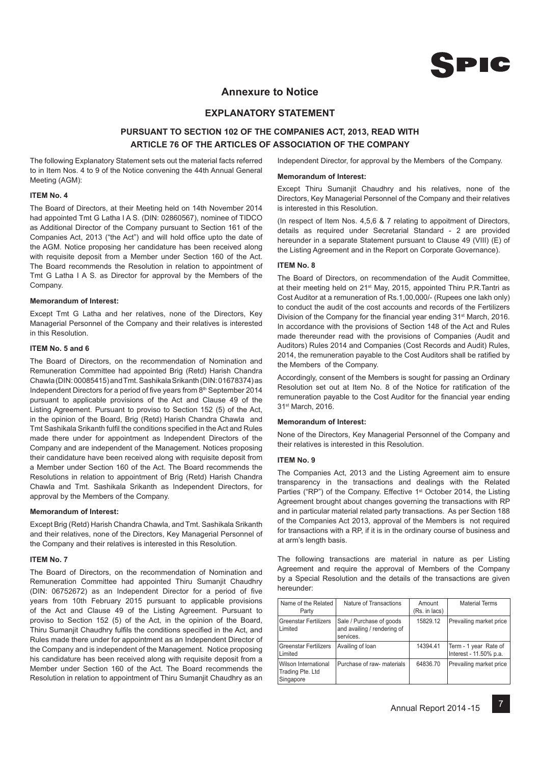## Annexure to Notice

## EXPLANATORY STATEMENT

### PURSUANT TO SECTION 102 OF THE COMPANIES ACT, 2013, READ WITH ARTICLE 76 OF THE ARTICLES OF ASSOCIATION OF THE COMPANY

The following Explanatory Statement sets out the material facts referred to in Item Nos. 4 to 9 of the Notice convening the 44th Annual General Meeting (AGM):

#### ITEM No. 4

The Board of Directors, at their Meeting held on 14th November 2014 had appointed Tmt G Latha I A S. (DIN: 02860567), nominee of TIDCO as Additional Director of the Company pursuant to Section 161 of the Companies Act, 2013 ("the Act") and will hold office upto the date of the AGM. Notice proposing her candidature has been received along with requisite deposit from a Member under Section 160 of the Act. The Board recommends the Resolution in relation to appointment of Tmt G Latha I A S. as Director for approval by the Members of the Company.

**Memorandum of Interest:**

Except Tmt G Latha and her relatives, none of the Directors, Key Managerial Personnel of the Company and their relatives is interested in this Resolution.

#### ITEM No. 5 and 6

The Board of Directors, on the recommendation of Nomination and Remuneration Committee had appointed Brig (Retd) Harish Chandra Chawla (DIN: 00085415) and Tmt. Sashikala Srikanth (DIN: 01678374) as Independent Directors for a period of five years from 8th September 2014 pursuant to applicable provisions of the Act and Clause 49 of the Listing Agreement. Pursuant to proviso to Section 152 (5) of the Act, in the opinion of the Board, Brig (Retd) Harish Chandra Chawla and Tmt Sashikala Srikanth fulfil the conditions specified in the Act and Rules made there under for appointment as Independent Directors of the Company and are independent of the Management. Notices proposing their candidature have been received along with requisite deposit from a Member under Section 160 of the Act. The Board recommends the Resolutions in relation to appointment of Brig (Retd) Harish Chandra Chawla and Tmt. Sashikala Srikanth as Independent Directors, for approval by the Members of the Company.

**Memorandum of Interest:**

Except Brig (Retd) Harish Chandra Chawla, and Tmt. Sashikala Srikanth and their relatives, none of the Directors, Key Managerial Personnel of the Company and their relatives is interested in this Resolution.

#### ITEM No. 7

The Board of Directors, on the recommendation of Nomination and Remuneration Committee had appointed Thiru Sumanjit Chaudhry (DIN: 06752672) as an Independent Director for a period of five years from 10th February 2015 pursuant to applicable provisions of the Act and Clause 49 of the Listing Agreement. Pursuant to proviso to Section 152 (5) of the Act, in the opinion of the Board, Thiru Sumanjit Chaudhry fulfils the conditions specified in the Act, and Rules made there under for appointment as an Independent Director of the Company and is independent of the Management. Notice proposing his candidature has been received along with requisite deposit from a Member under Section 160 of the Act. The Board recommends the Resolution in relation to appointment of Thiru Sumanjit Chaudhry as an Independent Director, for approval by the Members of the Company.

**Memorandum of Interest:**

Except Thiru Sumanjit Chaudhry and his relatives, none of the Directors, Key Managerial Personnel of the Company and their relatives is interested in this Resolution.

(In respect of Item Nos. 4,5,6 & 7 relating to appoitment of Directors, details as required under Secretarial Standard - 2 are provided hereunder in a separate Statement pursuant to Clause 49 (VIII) (E) of the Listing Agreement and in the Report on Corporate Governance).

#### ITEM No. 8

The Board of Directors, on recommendation of the Audit Committee, at their meeting held on 21st May, 2015, appointed Thiru P.R.Tantri as Cost Auditor at a remuneration of Rs.1,00,000/- (Rupees one lakh only) to conduct the audit of the cost accounts and records of the Fertilizers Division of the Company for the financial year ending 31st March, 2016. In accordance with the provisions of Section 148 of the Act and Rules made thereunder read with the provisions of Companies (Audit and Auditors) Rules 2014 and Companies (Cost Records and Audit) Rules, 2014, the remuneration payable to the Cost Auditors shall be ratified by the Members of the Company.

Accordingly, consent of the Members is sought for passing an Ordinary Resolution set out at Item No. 8 of the Notice for ratification of the remuneration payable to the Cost Auditor for the financial year ending 31st March, 2016.

**Memorandum of Interest:**

None of the Directors, Key Managerial Personnel of the Company and their relatives is interested in this Resolution.

#### ITEM No. 9

The Companies Act, 2013 and the Listing Agreement aim to ensure transparency in the transactions and dealings with the Related Parties ("RP") of the Company. Effective 1st October 2014, the Listing Agreement brought about changes governing the transactions with RP and in particular material related party transactions. As per Section 188 of the Companies Act 2013, approval of the Members is not required for transactions with a RP, if it is in the ordinary course of business and at arm's length basis.

The following transactions are material in nature as per Listing Agreement and require the approval of Members of the Company by a Special Resolution and the details of the transactions are given hereunder:

| Name of the Related Party | Nature of Transactions | Amount (Rs. in lacs) | Material Terms |
|---|---|---|---|
| Greenstar Fertilizers Limited | Sale / Purchase of goods and availing / rendering of services. | 15829.12 | Prevailing market price |
| Greenstar Fertilizers Limited | Availing of loan | 14394.41 | Term - 1 year Rate of Interest - 11.50% p.a. |
| Wilson International Trading Pte. Ltd Singapore | Purchase of raw- materials | 64836.70 | Prevailing market price |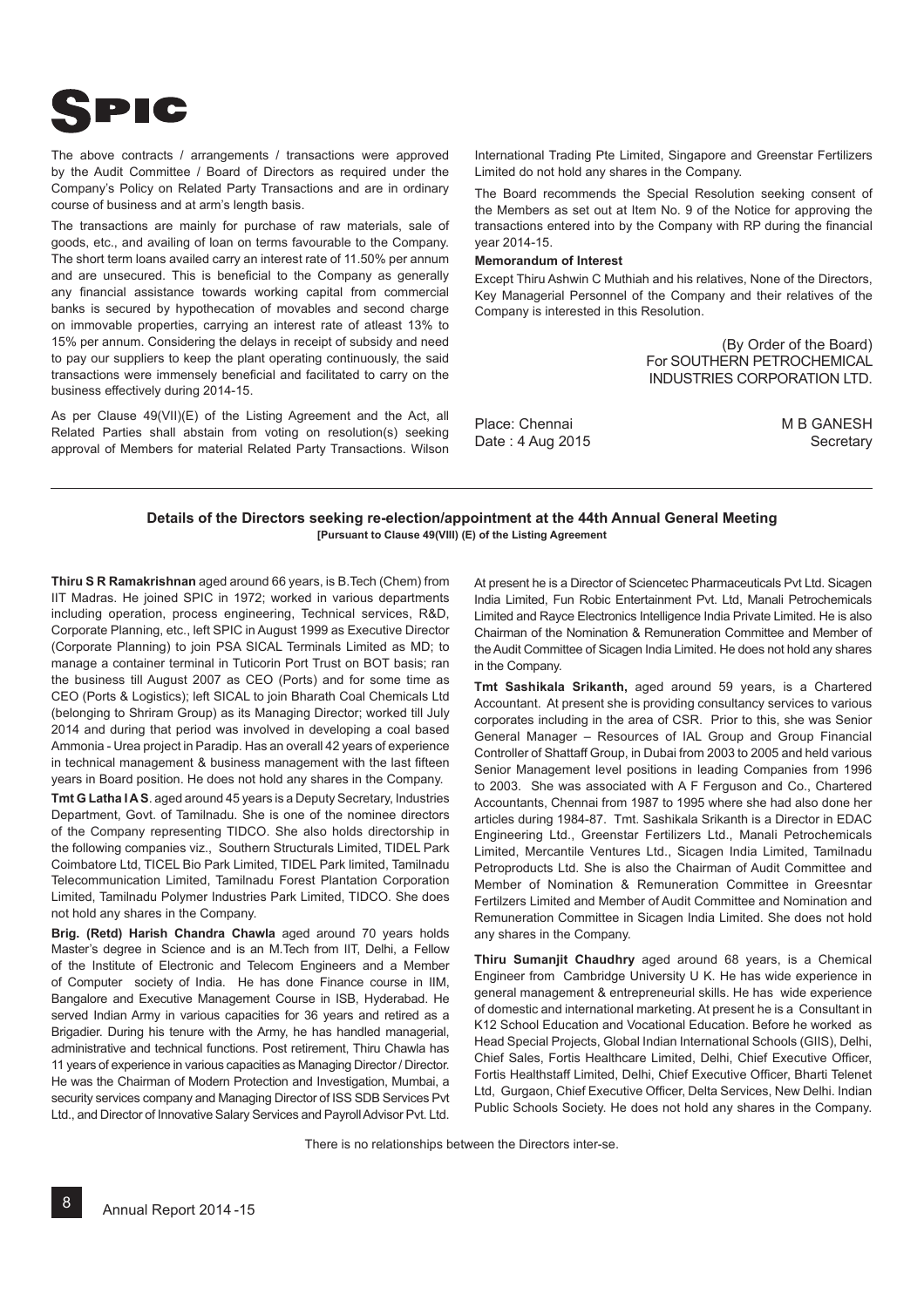The above contracts / arrangements / transactions were approved by the Audit Committee / Board of Directors as required under the Company's Policy on Related Party Transactions and are in ordinary course of business and at arm's length basis.

The transactions are mainly for purchase of raw materials, sale of goods, etc., and availing of loan on terms favourable to the Company. The short term loans availed carry an interest rate of 11.50% per annum and are unsecured. This is beneficial to the Company as generally any financial assistance towards working capital from commercial banks is secured by hypothecation of movables and second charge on immovable properties, carrying an interest rate of atleast 13% to 15% per annum. Considering the delays in receipt of subsidy and need to pay our suppliers to keep the plant operating continuously, the said transactions were immensely beneficial and facilitated to carry on the business effectively during 2014-15.

As per Clause 49(VII)(E) of the Listing Agreement and the Act, all Related Parties shall abstain from voting on resolution(s) seeking approval of Members for material Related Party Transactions. Wilson International Trading Pte Limited, Singapore and Greenstar Fertilizers Limited do not hold any shares in the Company.

The Board recommends the Special Resolution seeking consent of the Members as set out at Item No. 9 of the Notice for approving the transactions entered into by the Company with RP during the financial year 2014-15.

**Memorandum of Interest**

Except Thiru Ashwin C Muthiah and his relatives, None of the Directors, Key Managerial Personnel of the Company and their relatives of the Company is interested in this Resolution.

(By Order of the Board)
For SOUTHERN PETROCHEMICAL INDUSTRIES CORPORATION LTD.

Place: Chennai
Date : 4 Aug 2015

M B GANESH
Secretary

## Details of the Directors seeking re-election/appointment at the 44th Annual General Meeting

**[Pursuant to Clause 49(VIII) (E) of the Listing Agreement**

**Thiru S R Ramakrishnan** aged around 66 years, is B.Tech (Chem) from IIT Madras. He joined SPIC in 1972; worked in various departments including operation, process engineering, Technical services, R&D, Corporate Planning, etc., left SPIC in August 1999 as Executive Director (Corporate Planning) to join PSA SICAL Terminals Limited as MD; to manage a container terminal in Tuticorin Port Trust on BOT basis; ran the business till August 2007 as CEO (Ports) and for some time as CEO (Ports & Logistics); left SICAL to join Bharath Coal Chemicals Ltd (belonging to Shriram Group) as its Managing Director; worked till July 2014 and during that period was involved in developing a coal based Ammonia - Urea project in Paradip. Has an overall 42 years of experience in technical management & business management with the last fifteen years in Board position. He does not hold any shares in the Company.

**Tmt G Latha I A S**. aged around 45 years is a Deputy Secretary, Industries Department, Govt. of Tamilnadu. She is one of the nominee directors of the Company representing TIDCO. She also holds directorship in the following companies viz., Southern Structurals Limited, TIDEL Park Coimbatore Ltd, TICEL Bio Park Limited, TIDEL Park limited, Tamilnadu Telecommunication Limited, Tamilnadu Forest Plantation Corporation Limited, Tamilnadu Polymer Industries Park Limited, TIDCO. She does not hold any shares in the Company.

**Brig. (Retd) Harish Chandra Chawla** aged around 70 years holds Master's degree in Science and is an M.Tech from IIT, Delhi, a Fellow of the Institute of Electronic and Telecom Engineers and a Member of Computer society of India. He has done Finance course in IIM, Bangalore and Executive Management Course in ISB, Hyderabad. He served Indian Army in various capacities for 36 years and retired as a Brigadier. During his tenure with the Army, he has handled managerial, administrative and technical functions. Post retirement, Thiru Chawla has 11 years of experience in various capacities as Managing Director / Director. He was the Chairman of Modern Protection and Investigation, Mumbai, a security services company and Managing Director of ISS SDB Services Pvt Ltd., and Director of Innovative Salary Services and Payroll Advisor Pvt. Ltd. At present he is a Director of Sciencetec Pharmaceuticals Pvt Ltd. Sicagen India Limited, Fun Robic Entertainment Pvt. Ltd, Manali Petrochemicals Limited and Rayce Electronics Intelligence India Private Limited. He is also Chairman of the Nomination & Remuneration Committee and Member of the Audit Committee of Sicagen India Limited. He does not hold any shares in the Company.

**Tmt Sashikala Srikanth,** aged around 59 years, is a Chartered Accountant. At present she is providing consultancy services to various corporates including in the area of CSR. Prior to this, she was Senior General Manager – Resources of IAL Group and Group Financial Controller of Shattaff Group, in Dubai from 2003 to 2005 and held various Senior Management level positions in leading Companies from 1996 to 2003. She was associated with A F Ferguson and Co., Chartered Accountants, Chennai from 1987 to 1995 where she had also done her articles during 1984-87. Tmt. Sashikala Srikanth is a Director in EDAC Engineering Ltd., Greenstar Fertilizers Ltd., Manali Petrochemicals Limited, Mercantile Ventures Ltd., Sicagen India Limited, Tamilnadu Petroproducts Ltd. She is also the Chairman of Audit Committee and Member of Nomination & Remuneration Committee in Greesntar Fertilzers Limited and Member of Audit Committee and Nomination and Remuneration Committee in Sicagen India Limited. She does not hold any shares in the Company.

**Thiru Sumanjit Chaudhry** aged around 68 years, is a Chemical Engineer from Cambridge University U K. He has wide experience in general management & entrepreneurial skills. He has wide experience of domestic and international marketing. At present he is a Consultant in K12 School Education and Vocational Education. Before he worked as Head Special Projects, Global Indian International Schools (GIIS), Delhi, Chief Sales, Fortis Healthcare Limited, Delhi, Chief Executive Officer, Fortis Healthstaff Limited, Delhi, Chief Executive Officer, Bharti Telenet Ltd, Gurgaon, Chief Executive Officer, Delta Services, New Delhi. Indian Public Schools Society. He does not hold any shares in the Company.

There is no relationships between the Directors inter-se.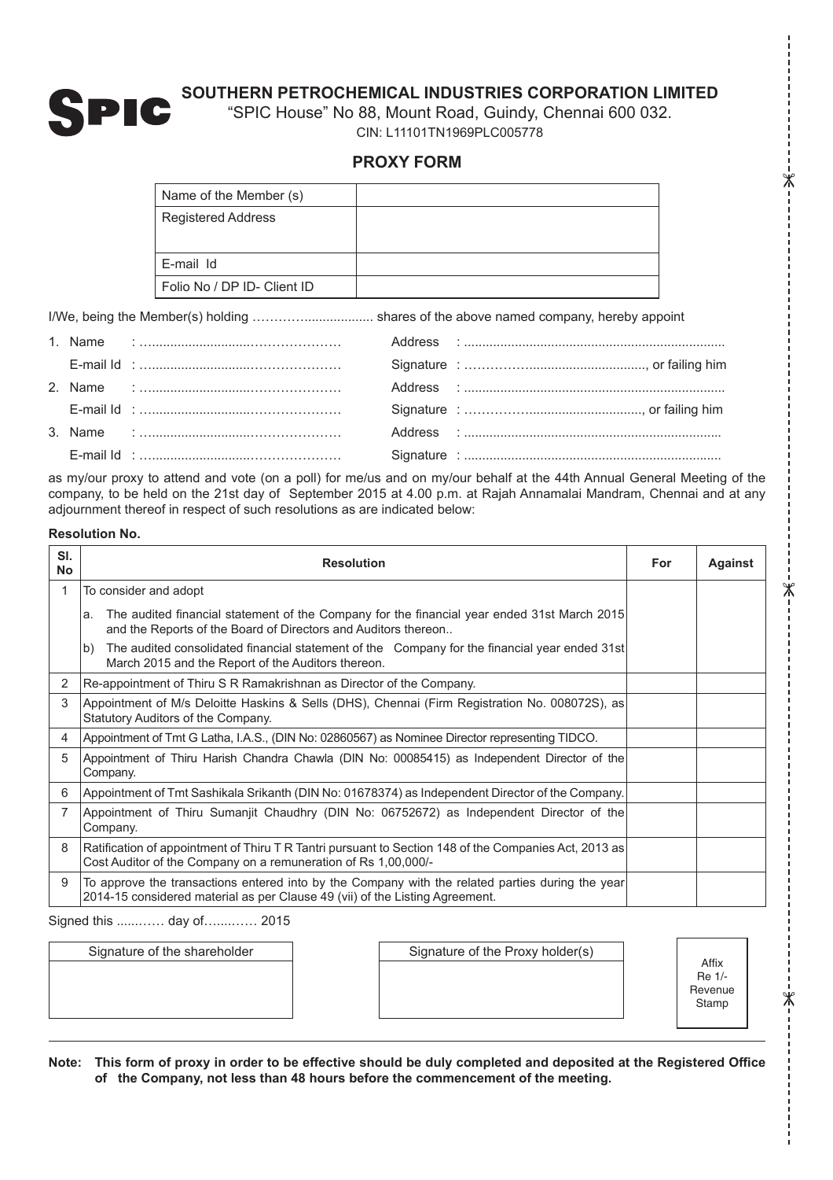# SOUTHERN PETROCHEMICAL INDUSTRIES CORPORATION LIMITED

"SPIC House" No 88, Mount Road, Guindy, Chennai 600 032.

CIN: L11101TN1969PLC005778

## PROXY FORM

| Name of the Member (s) | |
|---|---|
| Registered Address | |
| E-mail Id | |
| Folio No / DP ID- Client ID | |

I/We, being the Member(s) holding …………................... shares of the above named company, hereby appoint

1. Name : ……………………………………… Address : ………………………………………………………
   E-mail Id : ……………………………………… Signature : ………………………………………, or failing him
2. Name : ……………………………………… Address : ………………………………………………………
   E-mail Id : ……………………………………… Signature : ………………………………………, or failing him
3. Name : ……………………………………… Address : ………………………………………………………
   E-mail Id : ……………………………………… Signature : ………………………………………………………

as my/our proxy to attend and vote (on a poll) for me/us and on my/our behalf at the 44th Annual General Meeting of the company, to be held on the 21st day of September 2015 at 4.00 p.m. at Rajah Annamalai Mandram, Chennai and at any adjournment thereof in respect of such resolutions as are indicated below:

**Resolution No.**

| Sl. No | Resolution | For | Against |
|---|---|---|---|
| 1 | To consider and adopt | | |
| | a. The audited financial statement of the Company for the financial year ended 31st March 2015 and the Reports of the Board of Directors and Auditors thereon.. | | |
| | b) The audited consolidated financial statement of the Company for the financial year ended 31st March 2015 and the Report of the Auditors thereon. | | |
| 2 | Re-appointment of Thiru S R Ramakrishnan as Director of the Company. | | |
| 3 | Appointment of M/s Deloitte Haskins & Sells (DHS), Chennai (Firm Registration No. 008072S), as Statutory Auditors of the Company. | | |
| 4 | Appointment of Tmt G Latha, I.A.S., (DIN No: 02860567) as Nominee Director representing TIDCO. | | |
| 5 | Appointment of Thiru Harish Chandra Chawla (DIN No: 00085415) as Independent Director of the Company. | | |
| 6 | Appointment of Tmt Sashikala Srikanth (DIN No: 01678374) as Independent Director of the Company. | | |
| 7 | Appointment of Thiru Sumanjit Chaudhry (DIN No: 06752672) as Independent Director of the Company. | | |
| 8 | Ratification of appointment of Thiru T R Tantri pursuant to Section 148 of the Companies Act, 2013 as Cost Auditor of the Company on a remuneration of Rs 1,00,000/- | | |
| 9 | To approve the transactions entered into by the Company with the related parties during the year 2014-15 considered material as per Clause 49 (vii) of the Listing Agreement. | | |

Signed this ........… day of…....…… 2015

| Signature of the shareholder | Signature of the Proxy holder(s) | Affix Re 1/- Revenue Stamp |
|---|---|---|
| | | |

**Note: This form of proxy in order to be effective should be duly completed and deposited at the Registered Office of the Company, not less than 48 hours before the commencement of the meeting.**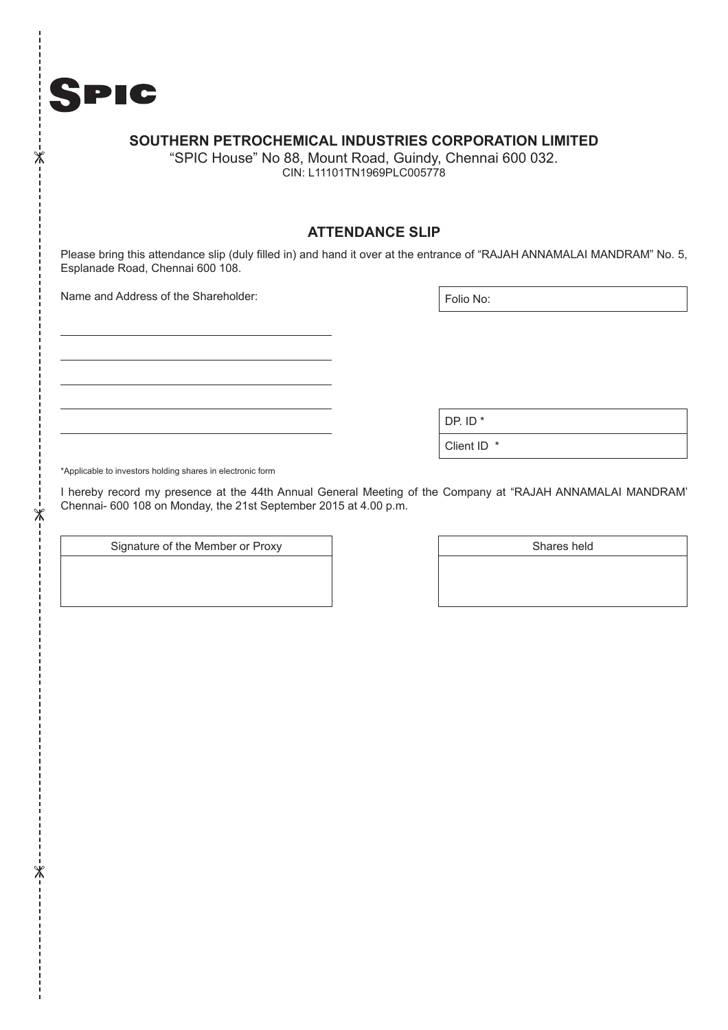**SPIC**

## SOUTHERN PETROCHEMICAL INDUSTRIES CORPORATION LIMITED

"SPIC House" No 88, Mount Road, Guindy, Chennai 600 032.

CIN: L11101TN1969PLC005778

### ATTENDANCE SLIP

Please bring this attendance slip (duly filled in) and hand it over at the entrance of "RAJAH ANNAMALAI MANDRAM" No. 5, Esplanade Road, Chennai 600 108.

Name and Address of the Shareholder:

______________________________

______________________________

______________________________

______________________________

______________________________

Folio No:

DP. ID *

Client ID *

*Applicable to investors holding shares in electronic form

I hereby record my presence at the 44th Annual General Meeting of the Company at "RAJAH ANNAMALAI MANDRAM' Chennai- 600 108 on Monday, the 21st September 2015 at 4.00 p.m.

| Signature of the Member or Proxy |
| --- |
| |

| Shares held |
| --- |
| |